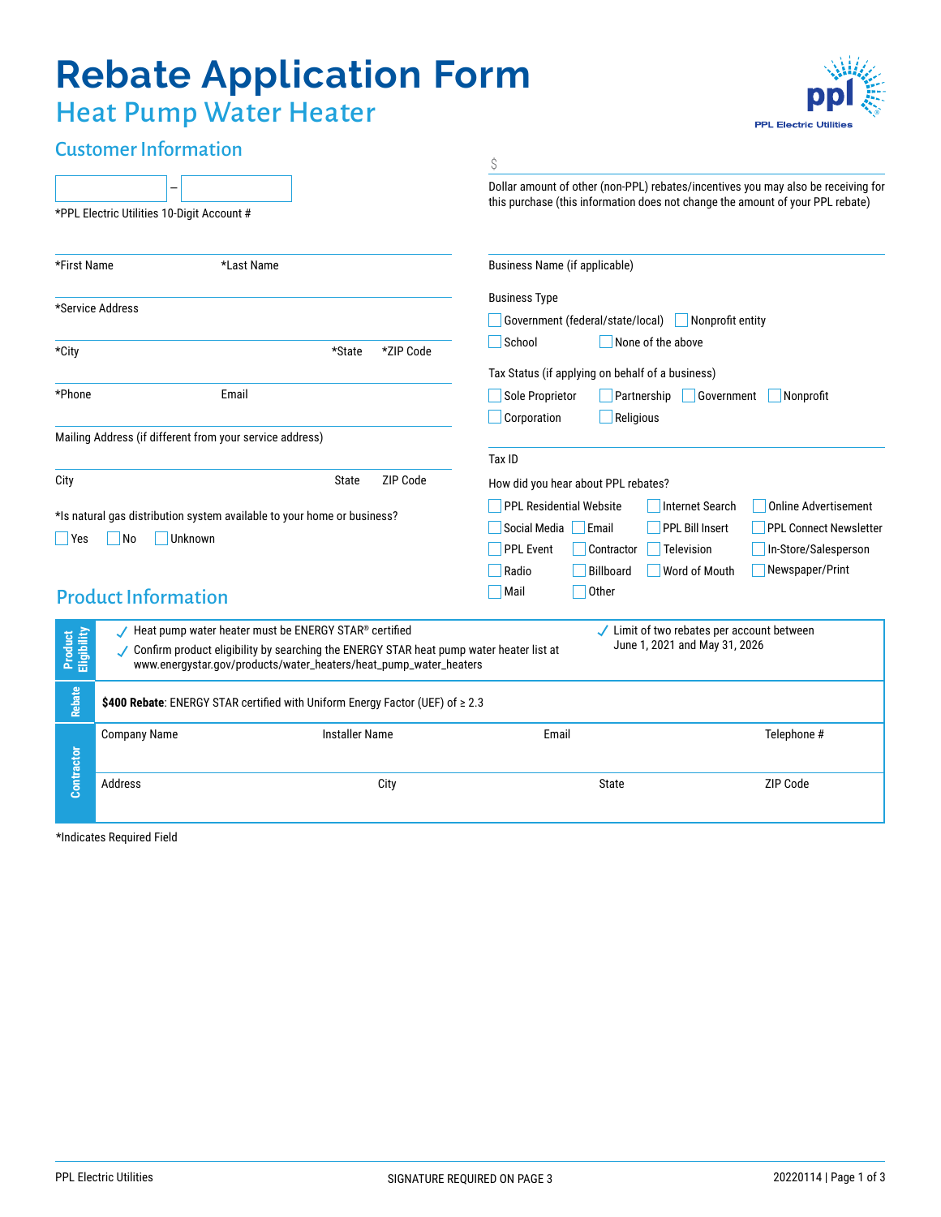# Rebate Application Form

## Heat Pump Water Heater

PPL Electric Utilities

## Customer Information

\_\_\_\_\_\_\_\_ – \_\_\_\_\_\_\_\_

*PPL Electric Utilities 10-Digit Account #

*First Name | *Last Name

*Service Address

*City | *State | *ZIP Code

*Phone | Email

Mailing Address (if different from your service address)

City | State | ZIP Code

*Is natural gas distribution system available to your home or business?

☐ Yes ☐ No ☐ Unknown

$

Dollar amount of other (non-PPL) rebates/incentives you may also be receiving for this purchase (this information does not change the amount of your PPL rebate)

Business Name (if applicable)

Business Type

☐ Government (federal/state/local) ☐ Nonprofit entity
☐ School ☐ None of the above

Tax Status (if applying on behalf of a business)

☐ Sole Proprietor ☐ Partnership ☐ Government ☐ Nonprofit
☐ Corporation ☐ Religious

Tax ID

How did you hear about PPL rebates?

☐ PPL Residential Website ☐ Internet Search ☐ Online Advertisement
☐ Social Media ☐ Email ☐ PPL Bill Insert ☐ PPL Connect Newsletter
☐ PPL Event ☐ Contractor ☐ Television ☐ In-Store/Salesperson
☐ Radio ☐ Billboard ☐ Word of Mouth ☐ Newspaper/Print
☐ Mail ☐ Other

## Product Information

**Product Eligibility**

- ✓ Heat pump water heater must be ENERGY STAR® certified
- ✓ Confirm product eligibility by searching the ENERGY STAR heat pump water heater list at www.energystar.gov/products/water_heaters/heat_pump_water_heaters
- ✓ Limit of two rebates per account between June 1, 2021 and May 31, 2026

**Rebate**

**$400 Rebate**: ENERGY STAR certified with Uniform Energy Factor (UEF) of ≥ 2.3

**Contractor**

| Company Name | Installer Name | Email | Telephone # |
|---|---|---|---|
| | | | |

| Address | City | State | ZIP Code |
|---|---|---|---|
| | | | |

*Indicates Required Field

SIGNATURE REQUIRED ON PAGE 3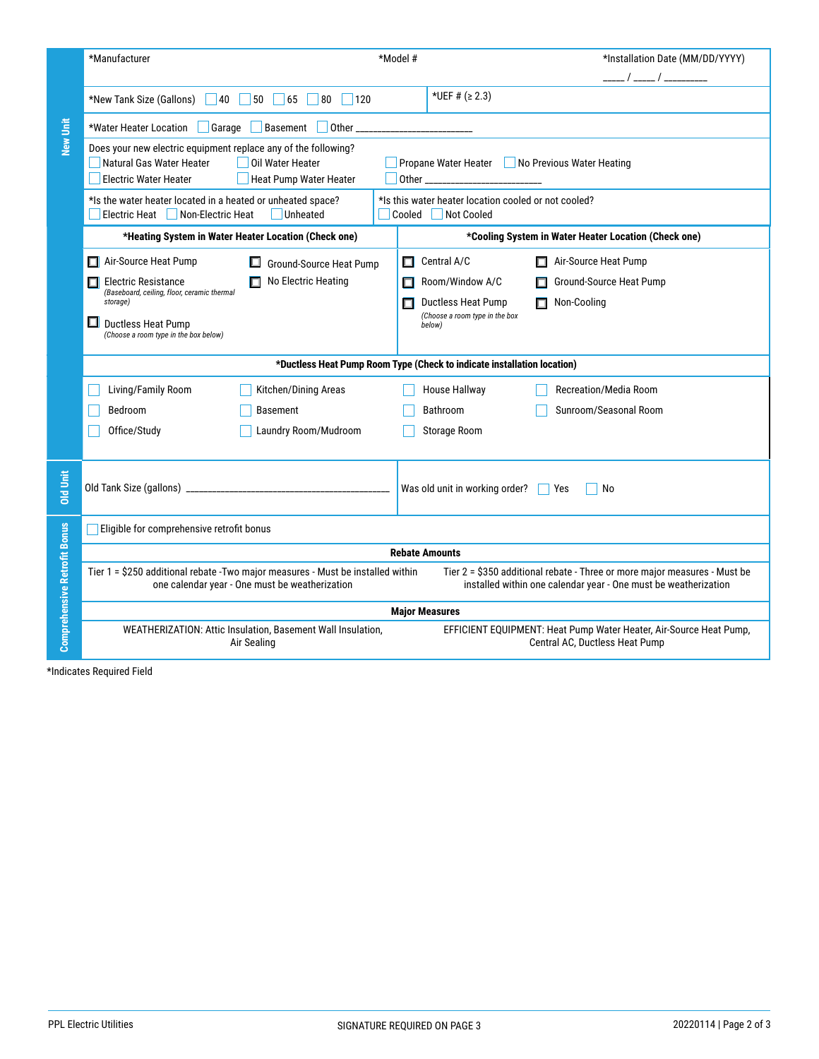## New Unit

| *Manufacturer | *Model # | *Installation Date (MM/DD/YYYY) ____ / ____ / ________ |
|---|---|---|

*New Tank Size (Gallons) ☐ 40 ☐ 50 ☐ 65 ☐ 80 ☐ 120

*UEF # (≥ 2.3)

*Water Heater Location ☐ Garage ☐ Basement ☐ Other ______________________

Does your new electric equipment replace any of the following?

- ☐ Natural Gas Water Heater
- ☐ Oil Water Heater
- ☐ Propane Water Heater
- ☐ No Previous Water Heating
- ☐ Electric Water Heater
- ☐ Heat Pump Water Heater
- ☐ Other ______________________

*Is the water heater located in a heated or unheated space?
☐ Electric Heat ☐ Non-Electric Heat ☐ Unheated

*Is this water heater location cooled or not cooled?
☐ Cooled ☐ Not Cooled

| *Heating System in Water Heater Location (Check one) | *Cooling System in Water Heater Location (Check one) |
|---|---|
| ☐ Air-Source Heat Pump | ☐ Central A/C |
| ☐ Ground-Source Heat Pump | ☐ Air-Source Heat Pump |
| ☐ Electric Resistance *(Baseboard, ceiling, floor, ceramic thermal storage)* | ☐ Room/Window A/C |
| ☐ No Electric Heating | ☐ Ground-Source Heat Pump |
| ☐ Ductless Heat Pump *(Choose a room type in the box below)* | ☐ Ductless Heat Pump *(Choose a room type in the box below)* |
| | ☐ Non-Cooling |

**\*Ductless Heat Pump Room Type (Check to indicate installation location)**

| | | | |
|---|---|---|---|
| ☐ Living/Family Room | ☐ Kitchen/Dining Areas | ☐ House Hallway | ☐ Recreation/Media Room |
| ☐ Bedroom | ☐ Basement | ☐ Bathroom | ☐ Sunroom/Seasonal Room |
| ☐ Office/Study | ☐ Laundry Room/Mudroom | ☐ Storage Room | |

## Old Unit

Old Tank Size (gallons) ________________________________________

Was old unit in working order? ☐ Yes ☐ No

## Comprehensive Retrofit Bonus

☐ Eligible for comprehensive retrofit bonus

**Rebate Amounts**

| | |
|---|---|
| Tier 1 = $250 additional rebate -Two major measures - Must be installed within one calendar year - One must be weatherization | Tier 2 = $350 additional rebate - Three or more major measures - Must be installed within one calendar year - One must be weatherization |

**Major Measures**

| | |
|---|---|
| WEATHERIZATION: Attic Insulation, Basement Wall Insulation, Air Sealing | EFFICIENT EQUIPMENT: Heat Pump Water Heater, Air-Source Heat Pump, Central AC, Ductless Heat Pump |

*Indicates Required Field

SIGNATURE REQUIRED ON PAGE 3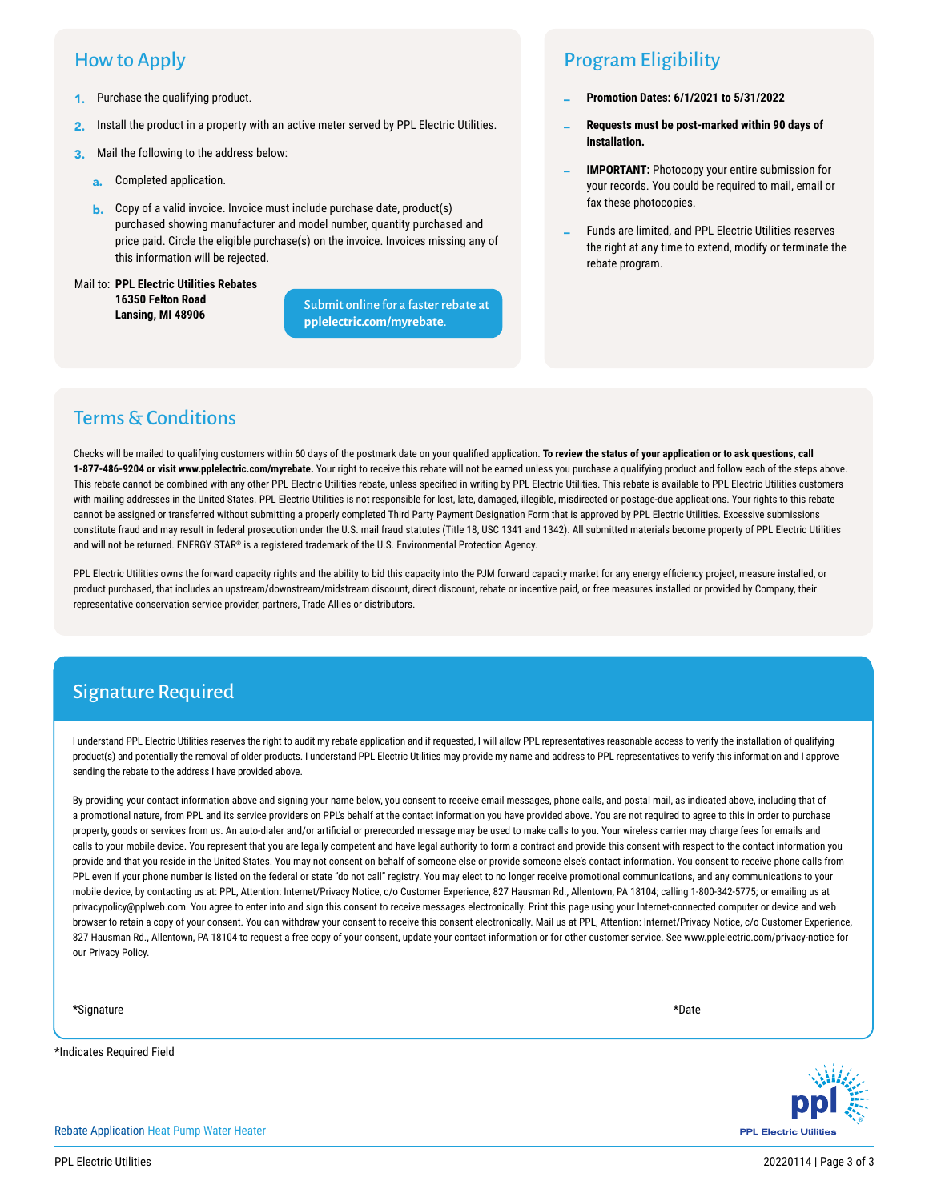## How to Apply

1. Purchase the qualifying product.
2. Install the product in a property with an active meter served by PPL Electric Utilities.
3. Mail the following to the address below:
   a. Completed application.
   b. Copy of a valid invoice. Invoice must include purchase date, product(s) purchased showing manufacturer and model number, quantity purchased and price paid. Circle the eligible purchase(s) on the invoice. Invoices missing any of this information will be rejected.

Mail to: **PPL Electric Utilities Rebates**
**16350 Felton Road**
**Lansing, MI 48906**

Submit online for a faster rebate at **pplelectric.com/myrebate**.

## Program Eligibility

- **Promotion Dates: 6/1/2021 to 5/31/2022**
- **Requests must be post-marked within 90 days of installation.**
- **IMPORTANT:** Photocopy your entire submission for your records. You could be required to mail, email or fax these photocopies.
- Funds are limited, and PPL Electric Utilities reserves the right at any time to extend, modify or terminate the rebate program.

## Terms & Conditions

Checks will be mailed to qualifying customers within 60 days of the postmark date on your qualified application. **To review the status of your application or to ask questions, call 1-877-486-9204 or visit www.pplelectric.com/myrebate.** Your right to receive this rebate will not be earned unless you purchase a qualifying product and follow each of the steps above. This rebate cannot be combined with any other PPL Electric Utilities rebate, unless specified in writing by PPL Electric Utilities. This rebate is available to PPL Electric Utilities customers with mailing addresses in the United States. PPL Electric Utilities is not responsible for lost, late, damaged, illegible, misdirected or postage-due applications. Your rights to this rebate cannot be assigned or transferred without submitting a properly completed Third Party Payment Designation Form that is approved by PPL Electric Utilities. Excessive submissions constitute fraud and may result in federal prosecution under the U.S. mail fraud statutes (Title 18, USC 1341 and 1342). All submitted materials become property of PPL Electric Utilities and will not be returned. ENERGY STAR® is a registered trademark of the U.S. Environmental Protection Agency.

PPL Electric Utilities owns the forward capacity rights and the ability to bid this capacity into the PJM forward capacity market for any energy efficiency project, measure installed, or product purchased, that includes an upstream/downstream/midstream discount, direct discount, rebate or incentive paid, or free measures installed or provided by Company, their representative conservation service provider, partners, Trade Allies or distributors.

## Signature Required

I understand PPL Electric Utilities reserves the right to audit my rebate application and if requested, I will allow PPL representatives reasonable access to verify the installation of qualifying product(s) and potentially the removal of older products. I understand PPL Electric Utilities may provide my name and address to PPL representatives to verify this information and I approve sending the rebate to the address I have provided above.

By providing your contact information above and signing your name below, you consent to receive email messages, phone calls, and postal mail, as indicated above, including that of a promotional nature, from PPL and its service providers on PPL's behalf at the contact information you have provided above. You are not required to agree to this in order to purchase property, goods or services from us. An auto-dialer and/or artificial or prerecorded message may be used to make calls to you. Your wireless carrier may charge fees for emails and calls to your mobile device. You represent that you are legally competent and have legal authority to form a contract and provide this consent with respect to the contact information you provide and that you reside in the United States. You may not consent on behalf of someone else or provide someone else's contact information. You consent to receive phone calls from PPL even if your phone number is listed on the federal or state "do not call" registry. You may elect to no longer receive promotional communications, and any communications to your mobile device, by contacting us at: PPL, Attention: Internet/Privacy Notice, c/o Customer Experience, 827 Hausman Rd., Allentown, PA 18104; calling 1-800-342-5775; or emailing us at privacypolicy@pplweb.com. You agree to enter into and sign this consent to receive messages electronically. Print this page using your Internet-connected computer or device and web browser to retain a copy of your consent. You can withdraw your consent to receive this consent electronically. Mail us at PPL, Attention: Internet/Privacy Notice, c/o Customer Experience, 827 Hausman Rd., Allentown, PA 18104 to request a free copy of your consent, update your contact information or for other customer service. See www.pplelectric.com/privacy-notice for our Privacy Policy.

*Signature *Date

*Indicates Required Field

Rebate Application Heat Pump Water Heater